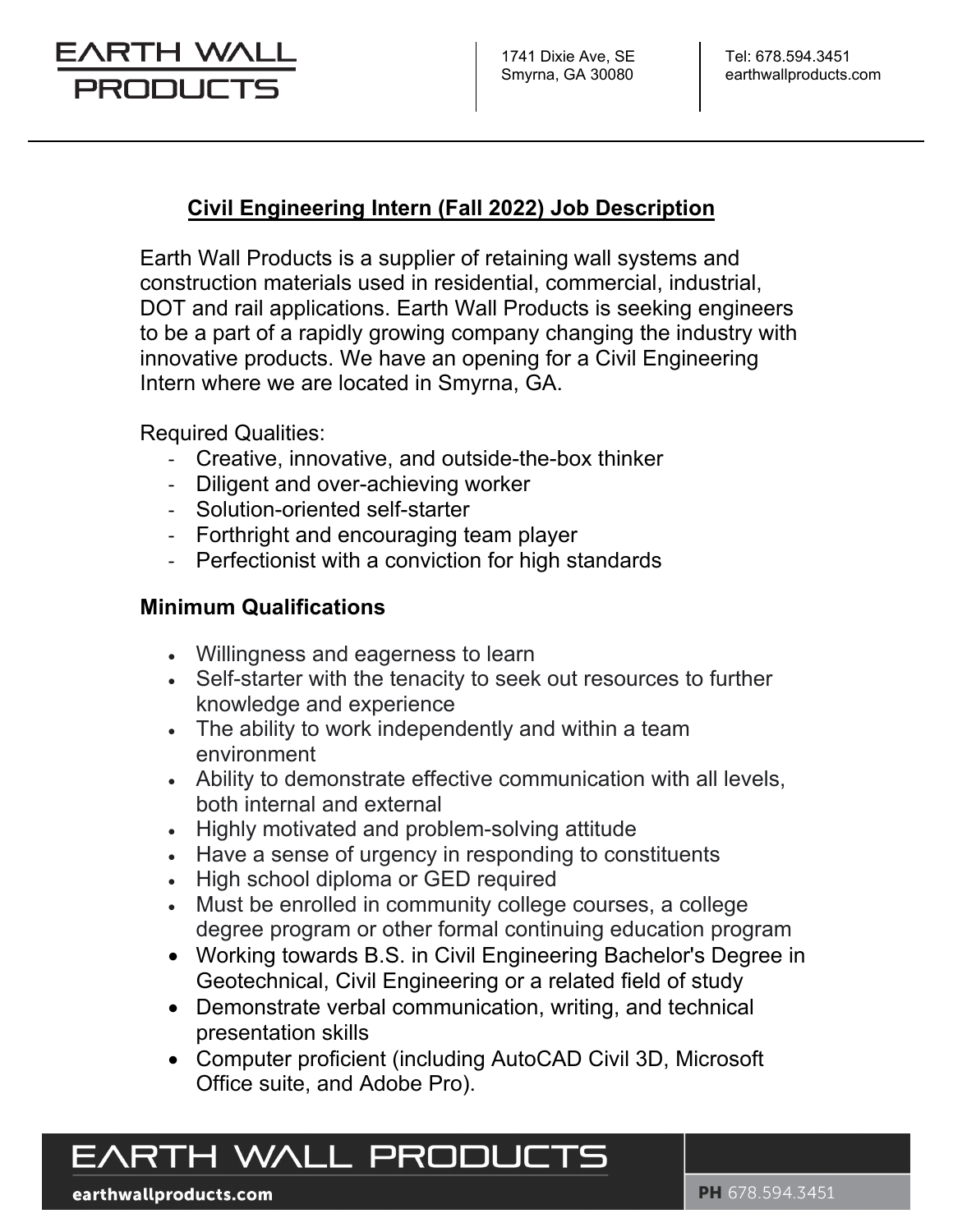# EARTH WALL PRODUCTS

1741 Dixie Ave, SE
Smyrna, GA 30080

Tel: 678.594.3451
earthwallproducts.com

## Civil Engineering Intern (Fall 2022) Job Description

Earth Wall Products is a supplier of retaining wall systems and construction materials used in residential, commercial, industrial, DOT and rail applications. Earth Wall Products is seeking engineers to be a part of a rapidly growing company changing the industry with innovative products. We have an opening for a Civil Engineering Intern where we are located in Smyrna, GA.

Required Qualities:

- Creative, innovative, and outside-the-box thinker
- Diligent and over-achieving worker
- Solution-oriented self-starter
- Forthright and encouraging team player
- Perfectionist with a conviction for high standards

### Minimum Qualifications

- Willingness and eagerness to learn
- Self-starter with the tenacity to seek out resources to further knowledge and experience
- The ability to work independently and within a team environment
- Ability to demonstrate effective communication with all levels, both internal and external
- Highly motivated and problem-solving attitude
- Have a sense of urgency in responding to constituents
- High school diploma or GED required
- Must be enrolled in community college courses, a college degree program or other formal continuing education program
- Working towards B.S. in Civil Engineering Bachelor's Degree in Geotechnical, Civil Engineering or a related field of study
- Demonstrate verbal communication, writing, and technical presentation skills
- Computer proficient (including AutoCAD Civil 3D, Microsoft Office suite, and Adobe Pro).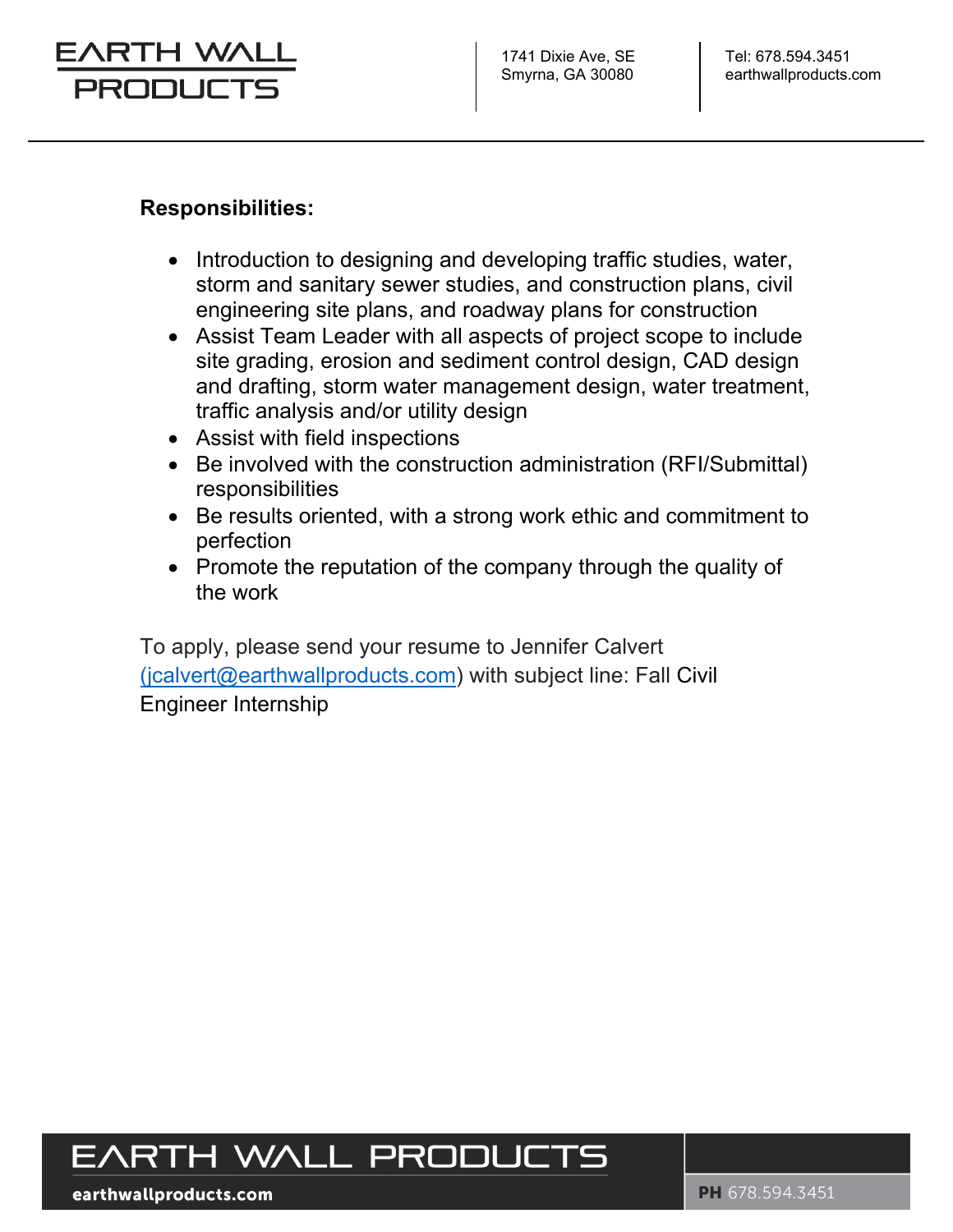**Responsibilities:**

- Introduction to designing and developing traffic studies, water, storm and sanitary sewer studies, and construction plans, civil engineering site plans, and roadway plans for construction
- Assist Team Leader with all aspects of project scope to include site grading, erosion and sediment control design, CAD design and drafting, storm water management design, water treatment, traffic analysis and/or utility design
- Assist with field inspections
- Be involved with the construction administration (RFI/Submittal) responsibilities
- Be results oriented, with a strong work ethic and commitment to perfection
- Promote the reputation of the company through the quality of the work

To apply, please send your resume to Jennifer Calvert (jcalvert@earthwallproducts.com) with subject line: Fall Civil Engineer Internship